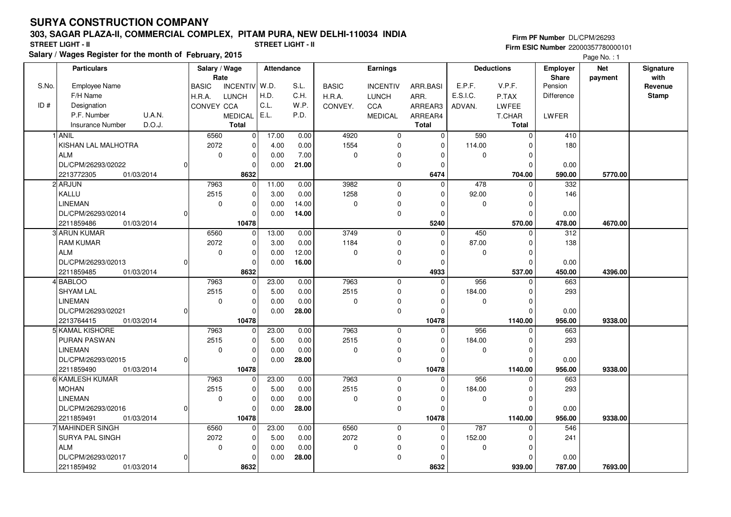# SURYA CONSTRUCTION COMPANY

## 303, SAGAR PLAZA-II, COMMERCIAL COMPLEX, PITAM PURA, NEW DELHI-110034 INDIA

**STREET LIGHT - II** **STREET LIGHT - II**

**Salary / Wages Register for the month of February, 2015**

**Firm PF Number** DL/CPM/26293
**Firm ESIC Number** 22000357780000101

| S.No. / ID # | Particulars: Employee Name / F/H Name / Designation / P.F. Number, U.A.N. / Insurance Number, D.O.J. | Salary / Wage Rate: BASIC / H.R.A. / CONVEY | Salary / Wage Rate: INCENTIV / LUNCH / CCA / MEDICAL / Total | Attendance: W.D. / H.D. / C.L. / E.L. | Attendance: S.L. / C.H. / W.P. / P.D. | Earnings: BASIC / H.R.A. / CONVEY. | Earnings: INCENTIV / LUNCH / CCA / MEDICAL | Earnings: ARR.BASI / ARR. / ARREAR3 / ARREAR4 / Total | Deductions: E.P.F. / E.S.I.C. / ADVAN. | Deductions: V.P.F. / P.TAX / LWFEE / T.CHAR / Total | Employer Share: Pension / Difference / LWFER | Net payment | Signature with Revenue Stamp |
|---|---|---|---|---|---|---|---|---|---|---|---|---|---|
| 1 | ANIL | 6560 | 0 | 17.00 | 0.00 | 4920 | 0 | 0 | 590 | 0 | 410 | | |
| | KISHAN LAL MALHOTRA | 2072 | 0 | 4.00 | 0.00 | 1554 | 0 | 0 | 114.00 | 0 | 180 | | |
| | ALM | 0 | 0 | 0.00 | 7.00 | 0 | 0 | 0 | 0 | 0 | | | |
| | DL/CPM/26293/02022 0 | | 0 | 0.00 | **21.00** | | 0 | 0 | | 0 | 0.00 | | |
| | 2213772305 01/03/2014 | | **8632** | | | | | **6474** | | **704.00** | **590.00** | **5770.00** | |
| 2 | ARJUN | 7963 | 0 | 11.00 | 0.00 | 3982 | 0 | 0 | 478 | 0 | 332 | | |
| | KALLU | 2515 | 0 | 3.00 | 0.00 | 1258 | 0 | 0 | 92.00 | 0 | 146 | | |
| | LINEMAN | 0 | 0 | 0.00 | 14.00 | 0 | 0 | 0 | 0 | 0 | | | |
| | DL/CPM/26293/02014 0 | | 0 | 0.00 | **14.00** | | 0 | 0 | | 0 | 0.00 | | |
| | 2211859486 01/03/2014 | | **10478** | | | | | **5240** | | **570.00** | **478.00** | **4670.00** | |
| 3 | ARUN KUMAR | 6560 | 0 | 13.00 | 0.00 | 3749 | 0 | 0 | 450 | 0 | 312 | | |
| | RAM KUMAR | 2072 | 0 | 3.00 | 0.00 | 1184 | 0 | 0 | 87.00 | 0 | 138 | | |
| | ALM | 0 | 0 | 0.00 | 12.00 | 0 | 0 | 0 | 0 | 0 | | | |
| | DL/CPM/26293/02013 0 | | 0 | 0.00 | **16.00** | | 0 | 0 | | 0 | 0.00 | | |
| | 2211859485 01/03/2014 | | **8632** | | | | | **4933** | | **537.00** | **450.00** | **4396.00** | |
| 4 | BABLOO | 7963 | 0 | 23.00 | 0.00 | 7963 | 0 | 0 | 956 | 0 | 663 | | |
| | SHYAM LAL | 2515 | 0 | 5.00 | 0.00 | 2515 | 0 | 0 | 184.00 | 0 | 293 | | |
| | LINEMAN | 0 | 0 | 0.00 | 0.00 | 0 | 0 | 0 | 0 | 0 | | | |
| | DL/CPM/26293/02021 0 | | 0 | 0.00 | **28.00** | | 0 | 0 | | 0 | 0.00 | | |
| | 2213764415 01/03/2014 | | **10478** | | | | | **10478** | | **1140.00** | **956.00** | **9338.00** | |
| 5 | KAMAL KISHORE | 7963 | 0 | 23.00 | 0.00 | 7963 | 0 | 0 | 956 | 0 | 663 | | |
| | PURAN PASWAN | 2515 | 0 | 5.00 | 0.00 | 2515 | 0 | 0 | 184.00 | 0 | 293 | | |
| | LINEMAN | 0 | 0 | 0.00 | 0.00 | 0 | 0 | 0 | 0 | 0 | | | |
| | DL/CPM/26293/02015 0 | | 0 | 0.00 | **28.00** | | 0 | 0 | | 0 | 0.00 | | |
| | 2211859490 01/03/2014 | | **10478** | | | | | **10478** | | **1140.00** | **956.00** | **9338.00** | |
| 6 | KAMLESH KUMAR | 7963 | 0 | 23.00 | 0.00 | 7963 | 0 | 0 | 956 | 0 | 663 | | |
| | MOHAN | 2515 | 0 | 5.00 | 0.00 | 2515 | 0 | 0 | 184.00 | 0 | 293 | | |
| | LINEMAN | 0 | 0 | 0.00 | 0.00 | 0 | 0 | 0 | 0 | 0 | | | |
| | DL/CPM/26293/02016 0 | | 0 | 0.00 | **28.00** | | 0 | 0 | | 0 | 0.00 | | |
| | 2211859491 01/03/2014 | | **10478** | | | | | **10478** | | **1140.00** | **956.00** | **9338.00** | |
| 7 | MAHINDER SINGH | 6560 | 0 | 23.00 | 0.00 | 6560 | 0 | 0 | 787 | 0 | 546 | | |
| | SURYA PAL SINGH | 2072 | 0 | 5.00 | 0.00 | 2072 | 0 | 0 | 152.00 | 0 | 241 | | |
| | ALM | 0 | 0 | 0.00 | 0.00 | 0 | 0 | 0 | 0 | 0 | | | |
| | DL/CPM/26293/02017 0 | | 0 | 0.00 | **28.00** | | 0 | 0 | | 0 | 0.00 | | |
| | 2211859492 01/03/2014 | | **8632** | | | | | **8632** | | **939.00** | **787.00** | **7693.00** | |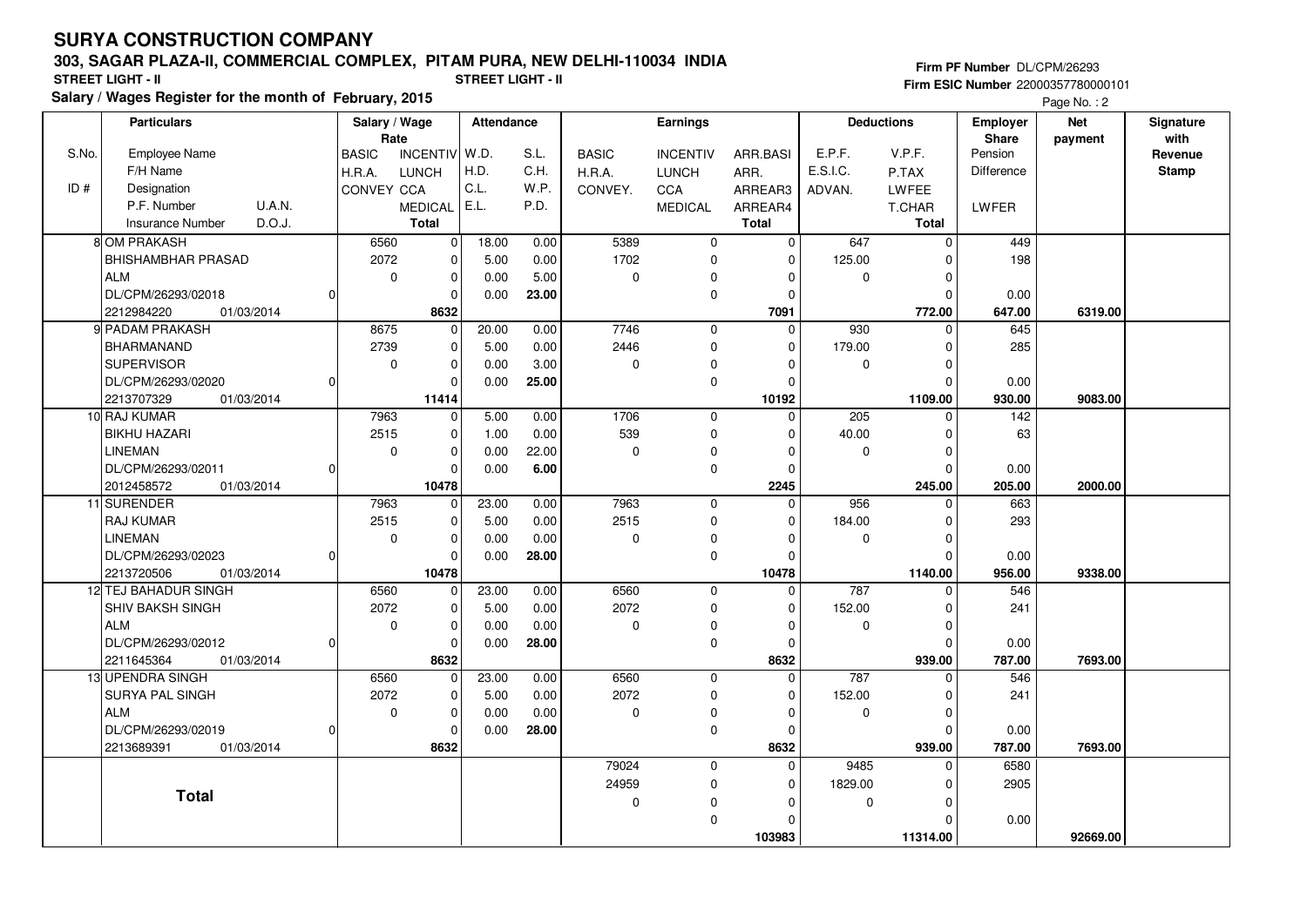# SURYA CONSTRUCTION COMPANY

## 303, SAGAR PLAZA-II, COMMERCIAL COMPLEX, PITAM PURA, NEW DELHI-110034 INDIA

**STREET LIGHT - II** &nbsp;&nbsp;&nbsp;&nbsp; **STREET LIGHT - II**

**Salary / Wages Register for the month of February, 2015**

**Firm PF Number** DL/CPM/26293
**Firm ESIC Number** 22000357780000101

Page No. : 2

| S.No. / ID # | Particulars: Employee Name / F/H Name / Designation / P.F. Number, U.A.N. / Insurance Number, D.O.J. | Salary / Wage Rate: BASIC / H.R.A. / CONVEY | INCENTIV / LUNCH / CCA / MEDICAL / Total | Attendance: W.D. / H.D. / C.L. / E.L. | S.L. / C.H. / W.P. / P.D. | Earnings: BASIC / H.R.A. / CONVEY. | INCENTIV / LUNCH / CCA / MEDICAL | ARR.BASI / ARR. / ARREAR3 / ARREAR4 / Total | Deductions: E.P.F. / E.S.I.C. / ADVAN. | V.P.F. / P.TAX / LWFEE / T.CHAR / Total | Employer Share: Pension / Difference / LWFER | Net payment | Signature with Revenue Stamp |
|---|---|---|---|---|---|---|---|---|---|---|---|---|---|
| 8 | OM PRAKASH | 6560 | 0 | 18.00 | 0.00 | 5389 | 0 | 0 | 647 | 0 | 449 | | |
| | BHISHAMBHAR PRASAD | 2072 | 0 | 5.00 | 0.00 | 1702 | 0 | 0 | 125.00 | 0 | 198 | | |
| | ALM | 0 | 0 | 0.00 | 5.00 | 0 | 0 | 0 | 0 | 0 | | | |
| | DL/CPM/26293/02018 &nbsp; 0 | | 0 | 0.00 | 23.00 | | 0 | 0 | | 0 | 0.00 | | |
| | 2212984220 &nbsp; 01/03/2014 | | 8632 | | | | | 7091 | | 772.00 | 647.00 | 6319.00 | |
| 9 | PADAM PRAKASH | 8675 | 0 | 20.00 | 0.00 | 7746 | 0 | 0 | 930 | 0 | 645 | | |
| | BHARMANAND | 2739 | 0 | 5.00 | 0.00 | 2446 | 0 | 0 | 179.00 | 0 | 285 | | |
| | SUPERVISOR | 0 | 0 | 0.00 | 3.00 | 0 | 0 | 0 | 0 | 0 | | | |
| | DL/CPM/26293/02020 &nbsp; 0 | | 0 | 0.00 | 25.00 | | 0 | 0 | | 0 | 0.00 | | |
| | 2213707329 &nbsp; 01/03/2014 | | 11414 | | | | | 10192 | | 1109.00 | 930.00 | 9083.00 | |
| 10 | RAJ KUMAR | 7963 | 0 | 5.00 | 0.00 | 1706 | 0 | 0 | 205 | 0 | 142 | | |
| | BIKHU HAZARI | 2515 | 0 | 1.00 | 0.00 | 539 | 0 | 0 | 40.00 | 0 | 63 | | |
| | LINEMAN | 0 | 0 | 0.00 | 22.00 | 0 | 0 | 0 | 0 | 0 | | | |
| | DL/CPM/26293/02011 &nbsp; 0 | | 0 | 0.00 | 6.00 | | 0 | 0 | | 0 | 0.00 | | |
| | 2012458572 &nbsp; 01/03/2014 | | 10478 | | | | | 2245 | | 245.00 | 205.00 | 2000.00 | |
| 11 | SURENDER | 7963 | 0 | 23.00 | 0.00 | 7963 | 0 | 0 | 956 | 0 | 663 | | |
| | RAJ KUMAR | 2515 | 0 | 5.00 | 0.00 | 2515 | 0 | 0 | 184.00 | 0 | 293 | | |
| | LINEMAN | 0 | 0 | 0.00 | 0.00 | 0 | 0 | 0 | 0 | 0 | | | |
| | DL/CPM/26293/02023 &nbsp; 0 | | 0 | 0.00 | 28.00 | | 0 | 0 | | 0 | 0.00 | | |
| | 2213720506 &nbsp; 01/03/2014 | | 10478 | | | | | 10478 | | 1140.00 | 956.00 | 9338.00 | |
| 12 | TEJ BAHADUR SINGH | 6560 | 0 | 23.00 | 0.00 | 6560 | 0 | 0 | 787 | 0 | 546 | | |
| | SHIV BAKSH SINGH | 2072 | 0 | 5.00 | 0.00 | 2072 | 0 | 0 | 152.00 | 0 | 241 | | |
| | ALM | 0 | 0 | 0.00 | 0.00 | 0 | 0 | 0 | 0 | 0 | | | |
| | DL/CPM/26293/02012 &nbsp; 0 | | 0 | 0.00 | 28.00 | | 0 | 0 | | 0 | 0.00 | | |
| | 2211645364 &nbsp; 01/03/2014 | | 8632 | | | | | 8632 | | 939.00 | 787.00 | 7693.00 | |
| 13 | UPENDRA SINGH | 6560 | 0 | 23.00 | 0.00 | 6560 | 0 | 0 | 787 | 0 | 546 | | |
| | SURYA PAL SINGH | 2072 | 0 | 5.00 | 0.00 | 2072 | 0 | 0 | 152.00 | 0 | 241 | | |
| | ALM | 0 | 0 | 0.00 | 0.00 | 0 | 0 | 0 | 0 | 0 | | | |
| | DL/CPM/26293/02019 &nbsp; 0 | | 0 | 0.00 | 28.00 | | 0 | 0 | | 0 | 0.00 | | |
| | 2213689391 &nbsp; 01/03/2014 | | 8632 | | | | | 8632 | | 939.00 | 787.00 | 7693.00 | |
| | | | | | | 79024 | 0 | 0 | 9485 | 0 | 6580 | | |
| | **Total** | | | | | 24959 | 0 | 0 | 1829.00 | 0 | 2905 | | |
| | | | | | | 0 | 0 | 0 | 0 | 0 | | | |
| | | | | | | | 0 | 0 | | 0 | 0.00 | | |
| | | | | | | | | 103983 | | 11314.00 | | 92669.00 | |